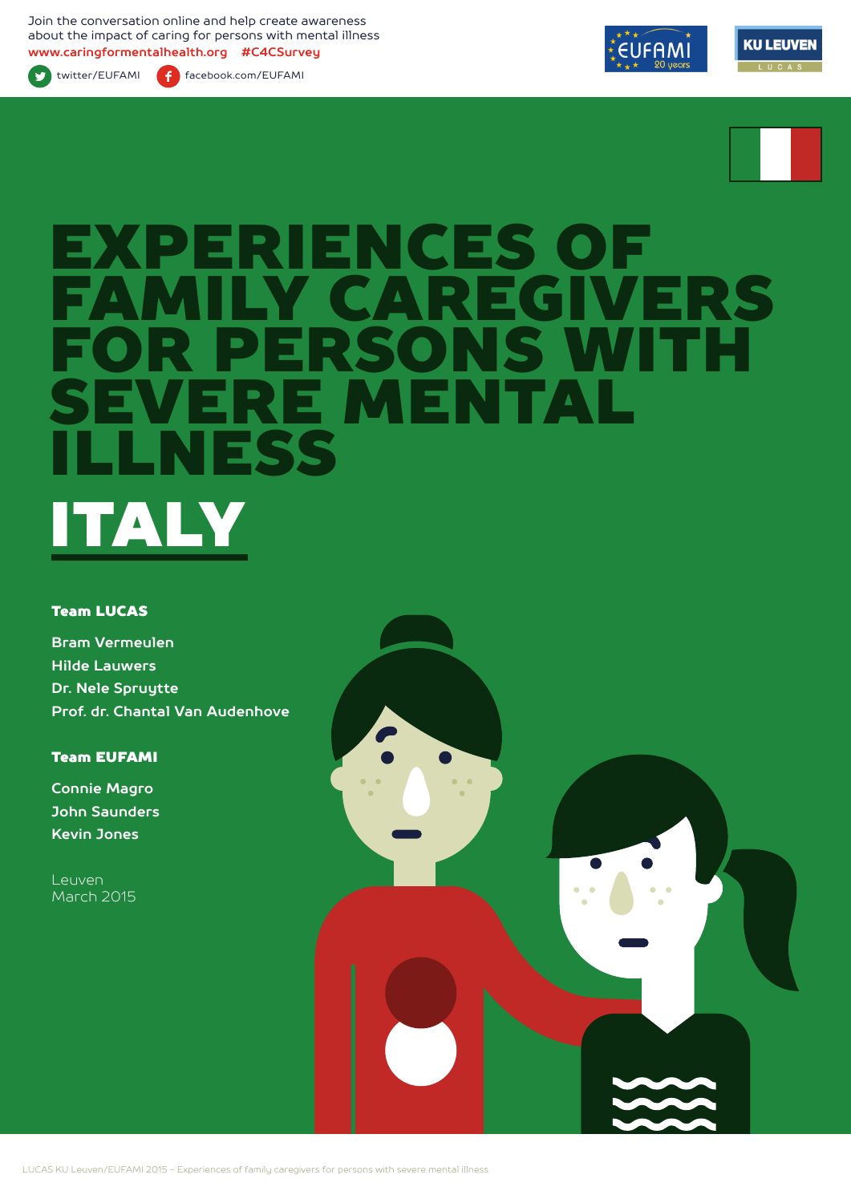Join the conversation online and help create awareness about the impact of caring for persons with mental illness

www.caringformentalhealth.org #C4CSurvey

twitter/EUFAMI facebook.com/EUFAMI

# EXPERIENCES OF FAMILY CAREGIVERS FOR PERSONS WITH SEVERE MENTAL ILLNESS

## ITALY

**Team LUCAS**

Bram Vermeulen
Hilde Lauwers
Dr. Nele Spruytte
Prof. dr. Chantal Van Audenhove

**Team EUFAMI**

Connie Magro
John Saunders
Kevin Jones

Leuven
March 2015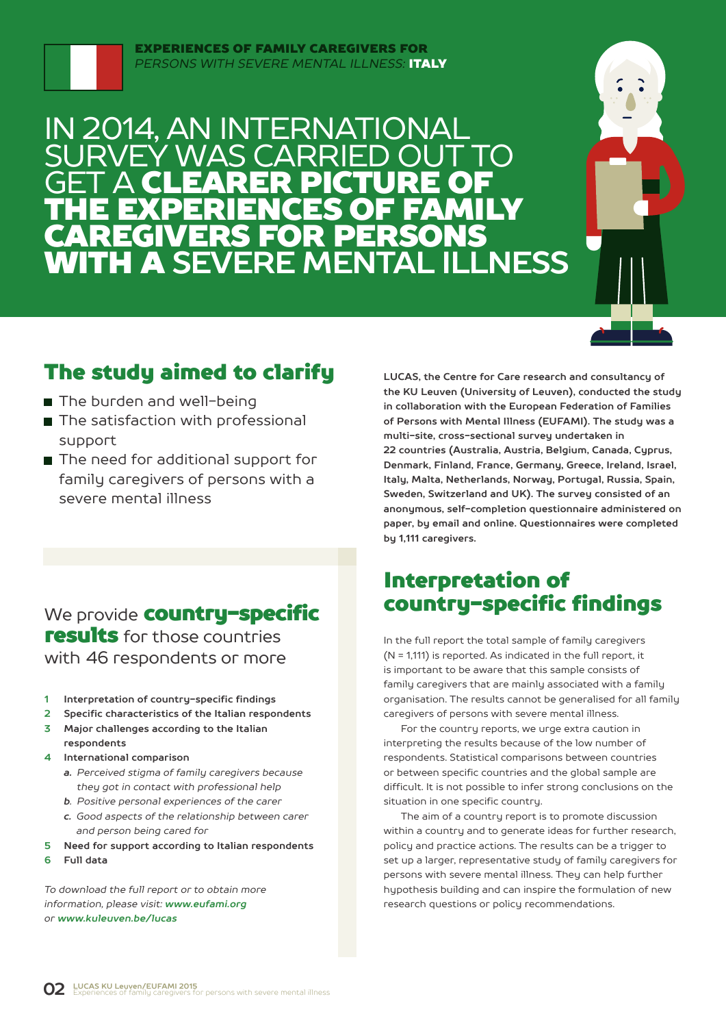EXPERIENCES OF FAMILY CAREGIVERS FOR
*PERSONS WITH SEVERE MENTAL ILLNESS:* **ITALY**

# IN 2014, AN INTERNATIONAL SURVEY WAS CARRIED OUT TO GET A **CLEARER PICTURE OF THE EXPERIENCES OF FAMILY CAREGIVERS FOR PERSONS WITH A** SEVERE MENTAL ILLNESS

## The study aimed to clarify

- The burden and well-being
- The satisfaction with professional support
- The need for additional support for family caregivers of persons with a severe mental illness

**LUCAS, the Centre for Care research and consultancy of the KU Leuven (University of Leuven), conducted the study in collaboration with the European Federation of Families of Persons with Mental Illness (EUFAMI). The study was a multi-site, cross-sectional survey undertaken in 22 countries (Australia, Austria, Belgium, Canada, Cyprus, Denmark, Finland, France, Germany, Greece, Ireland, Israel, Italy, Malta, Netherlands, Norway, Portugal, Russia, Spain, Sweden, Switzerland and UK). The survey consisted of an anonymous, self-completion questionnaire administered on paper, by email and online. Questionnaires were completed by 1,111 caregivers.**

We provide **country-specific results** for those countries with 46 respondents or more

1. **Interpretation of country-specific findings**
2. **Specific characteristics of the Italian respondents**
3. **Major challenges according to the Italian respondents**
4. **International comparison**
   - ***a.*** *Perceived stigma of family caregivers because they got in contact with professional help*
   - ***b.*** *Positive personal experiences of the carer*
   - ***c.*** *Good aspects of the relationship between carer and person being cared for*
5. **Need for support according to Italian respondents**
6. **Full data**

*To download the full report or to obtain more information, please visit:* ***www.eufami.org*** *or* ***www.kuleuven.be/lucas***

## Interpretation of country-specific findings

In the full report the total sample of family caregivers (N = 1,111) is reported. As indicated in the full report, it is important to be aware that this sample consists of family caregivers that are mainly associated with a family organisation. The results cannot be generalised for all family caregivers of persons with severe mental illness.

For the country reports, we urge extra caution in interpreting the results because of the low number of respondents. Statistical comparisons between countries or between specific countries and the global sample are difficult. It is not possible to infer strong conclusions on the situation in one specific country.

The aim of a country report is to promote discussion within a country and to generate ideas for further research, policy and practice actions. The results can be a trigger to set up a larger, representative study of family caregivers for persons with severe mental illness. They can help further hypothesis building and can inspire the formulation of new research questions or policy recommendations.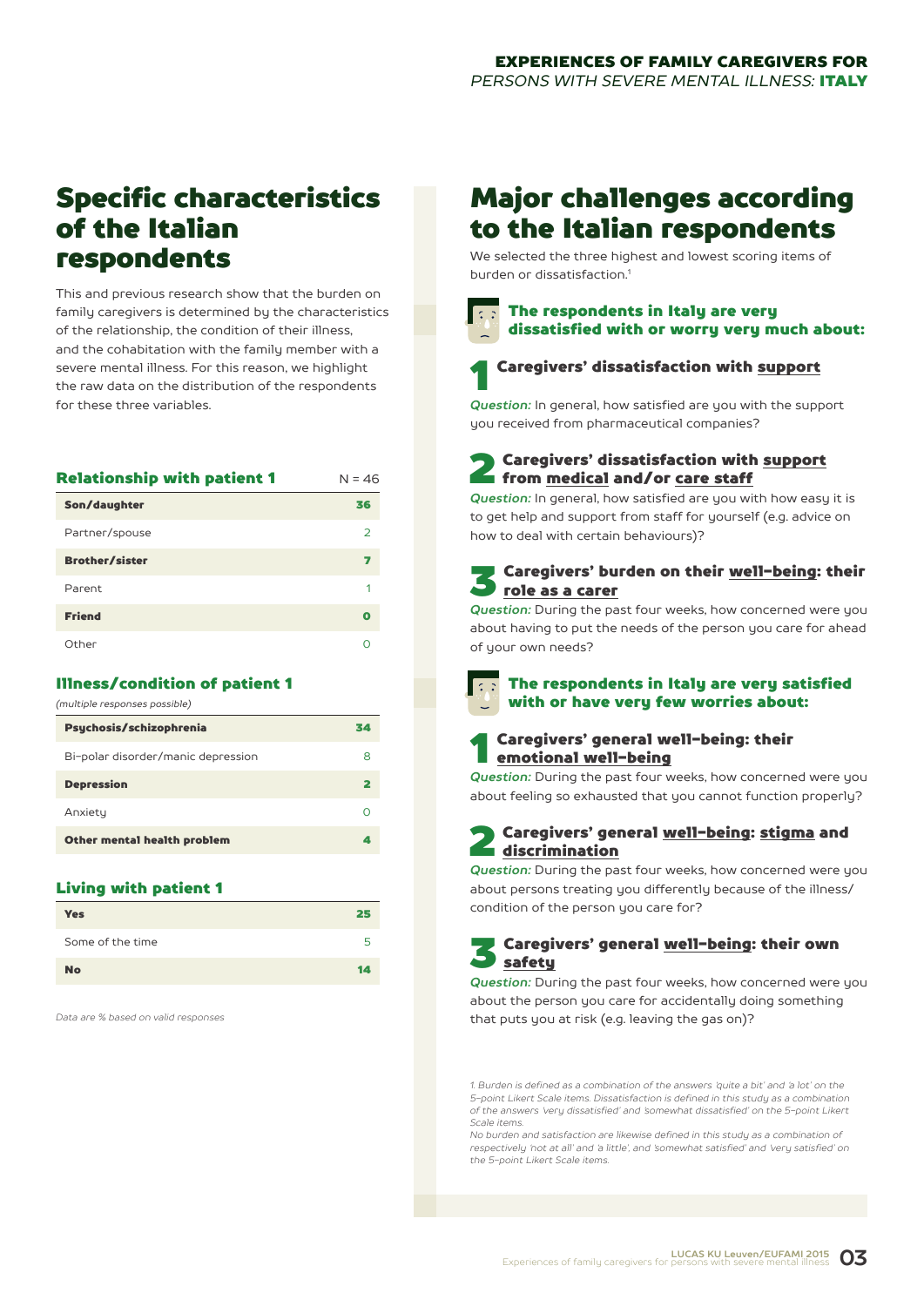## Specific characteristics of the Italian respondents

This and previous research show that the burden on family caregivers is determined by the characteristics of the relationship, the condition of their illness, and the cohabitation with the family member with a severe mental illness. For this reason, we highlight the raw data on the distribution of the respondents for these three variables.

### Relationship with patient 1

| | N = 46 |
|---|---|
| **Son/daughter** | **36** |
| Partner/spouse | 2 |
| **Brother/sister** | **7** |
| Parent | 1 |
| **Friend** | **0** |
| Other | 0 |

### Illness/condition of patient 1

*(multiple responses possible)*

| | |
|---|---|
| **Psychosis/schizophrenia** | **34** |
| Bi-polar disorder/manic depression | 8 |
| **Depression** | **2** |
| Anxiety | 0 |
| **Other mental health problem** | **4** |

### Living with patient 1

| | |
|---|---|
| **Yes** | **25** |
| Some of the time | 5 |
| **No** | **14** |

*Data are % based on valid responses*

## Major challenges according to the Italian respondents

We selected the three highest and lowest scoring items of burden or dissatisfaction.[1]

### The respondents in Italy are very dissatisfied with or worry very much about:

**1 Caregivers' dissatisfaction with support**

*Question:* In general, how satisfied are you with the support you received from pharmaceutical companies?

**2 Caregivers' dissatisfaction with support from medical and/or care staff**

*Question:* In general, how satisfied are you with how easy it is to get help and support from staff for yourself (e.g. advice on how to deal with certain behaviours)?

**3 Caregivers' burden on their well-being: their role as a carer**

*Question:* During the past four weeks, how concerned were you about having to put the needs of the person you care for ahead of your own needs?

### The respondents in Italy are very satisfied with or have very few worries about:

**1 Caregivers' general well-being: their emotional well-being**

*Question:* During the past four weeks, how concerned were you about feeling so exhausted that you cannot function properly?

**2 Caregivers' general well-being: stigma and discrimination**

*Question:* During the past four weeks, how concerned were you about persons treating you differently because of the illness/condition of the person you care for?

**3 Caregivers' general well-being: their own safety**

*Question:* During the past four weeks, how concerned were you about the person you care for accidentally doing something that puts you at risk (e.g. leaving the gas on)?

*1. Burden is defined as a combination of the answers 'quite a bit' and 'a lot' on the 5-point Likert Scale items. Dissatisfaction is defined in this study as a combination of the answers 'very dissatisfied' and 'somewhat dissatisfied' on the 5-point Likert Scale items.*
*No burden and satisfaction are likewise defined in this study as a combination of respectively 'not at all' and 'a little', and 'somewhat satisfied' and 'very satisfied' on the 5-point Likert Scale items.*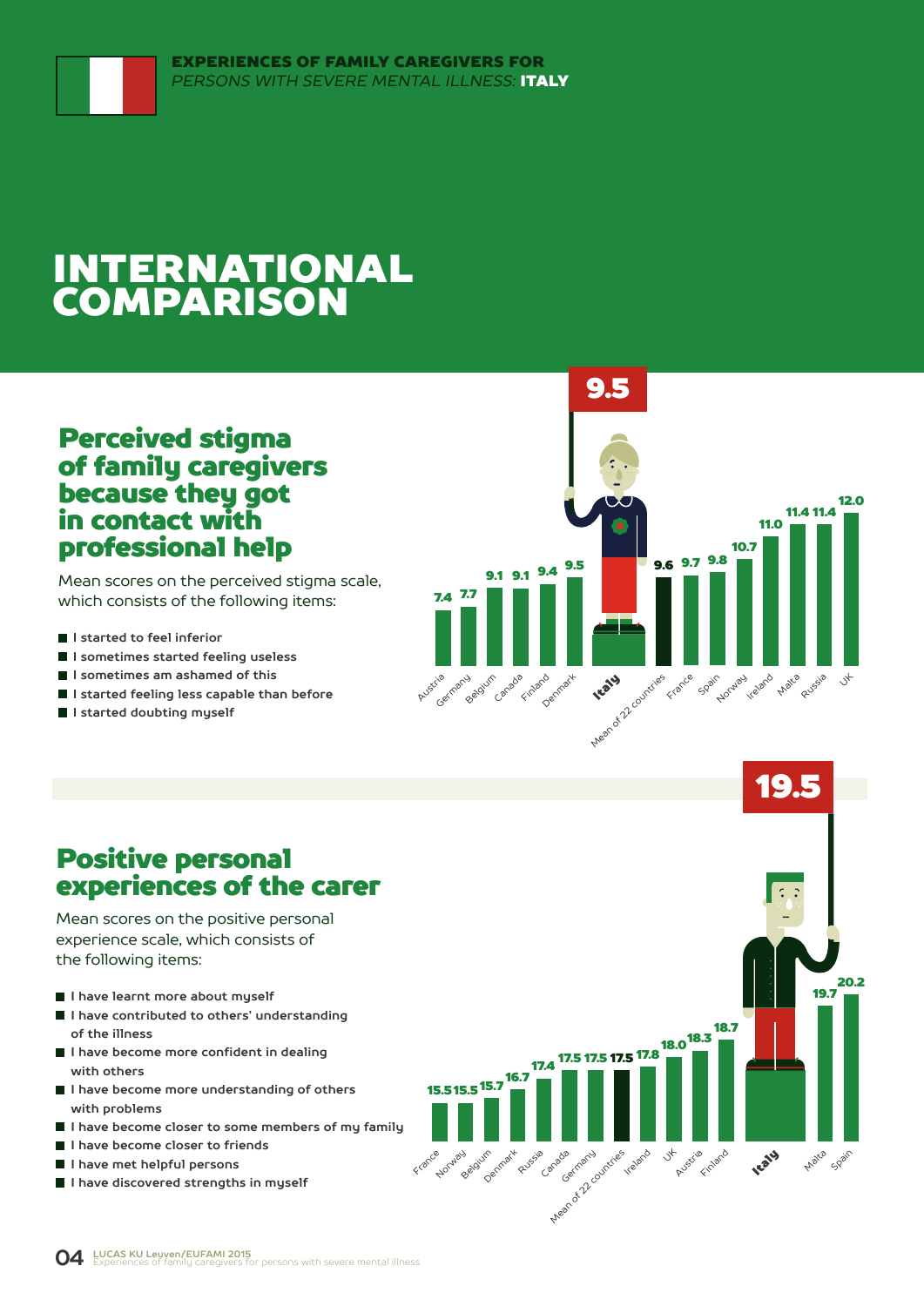# INTERNATIONAL COMPARISON

## Perceived stigma of family caregivers because they got in contact with professional help

Mean scores on the perceived stigma scale, which consists of the following items:

- I started to feel inferior
- I sometimes started feeling useless
- I sometimes am ashamed of this
- I started feeling less capable than before
- I started doubting myself

| Country | Score |
|---|---|
| Austria | 7.4 |
| Germany | 7.7 |
| Belgium | 9.1 |
| Canada | 9.1 |
| Finland | 9.4 |
| Denmark | 9.5 |
| **Italy** | **9.5** |
| Mean of 22 countries | 9.6 |
| France | 9.7 |
| Spain | 9.8 |
| Norway | 10.7 |
| Ireland | 11.0 |
| Malta | 11.4 |
| Russia | 11.4 |
| UK | 12.0 |

## Positive personal experiences of the carer

Mean scores on the positive personal experience scale, which consists of the following items:

- I have learnt more about myself
- I have contributed to others' understanding of the illness
- I have become more confident in dealing with others
- I have become more understanding of others with problems
- I have become closer to some members of my family
- I have become closer to friends
- I have met helpful persons
- I have discovered strengths in myself

| Country | Score |
|---|---|
| France | 15.5 |
| Norway | 15.5 |
| Belgium | 15.7 |
| Denmark | 16.7 |
| Russia | 17.4 |
| Canada | 17.5 |
| Germany | 17.5 |
| Mean of 22 countries | 17.5 |
| Ireland | 17.8 |
| UK | 18.0 |
| Austria | 18.3 |
| Finland | 18.7 |
| **Italy** | **19.5** |
| Malta | 19.7 |
| Spain | 20.2 |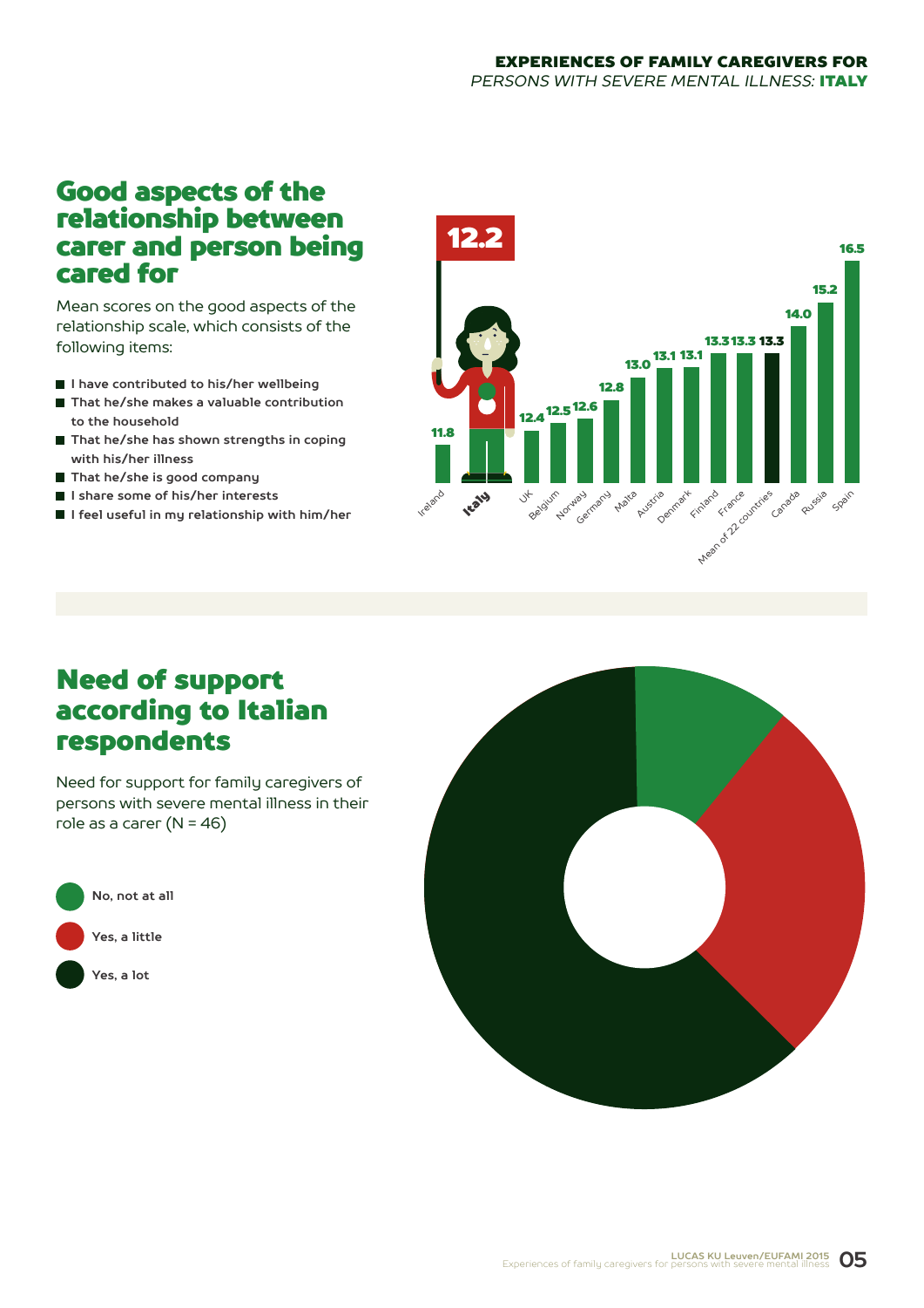## Good aspects of the relationship between carer and person being cared for

Mean scores on the good aspects of the relationship scale, which consists of the following items:

- I have contributed to his/her wellbeing
- That he/she makes a valuable contribution to the household
- That he/she has shown strengths in coping with his/her illness
- That he/she is good company
- I share some of his/her interests
- I feel useful in my relationship with him/her

| Country | Mean score |
|---|---|
| Ireland | 11.8 |
| Italy | 12.2 |
| UK | 12.4 |
| Belgium | 12.5 |
| Norway | 12.6 |
| Germany | 12.8 |
| Malta | 13.0 |
| Austria | 13.1 |
| Denmark | 13.1 |
| Finland | 13.3 |
| France | 13.3 |
| Mean of 22 countries | 13.3 |
| Canada | 14.0 |
| Russia | 15.2 |
| Spain | 16.5 |

## Need of support according to Italian respondents

Need for support for family caregivers of persons with severe mental illness in their role as a carer (N = 46)

- No, not at all
- Yes, a little
- Yes, a lot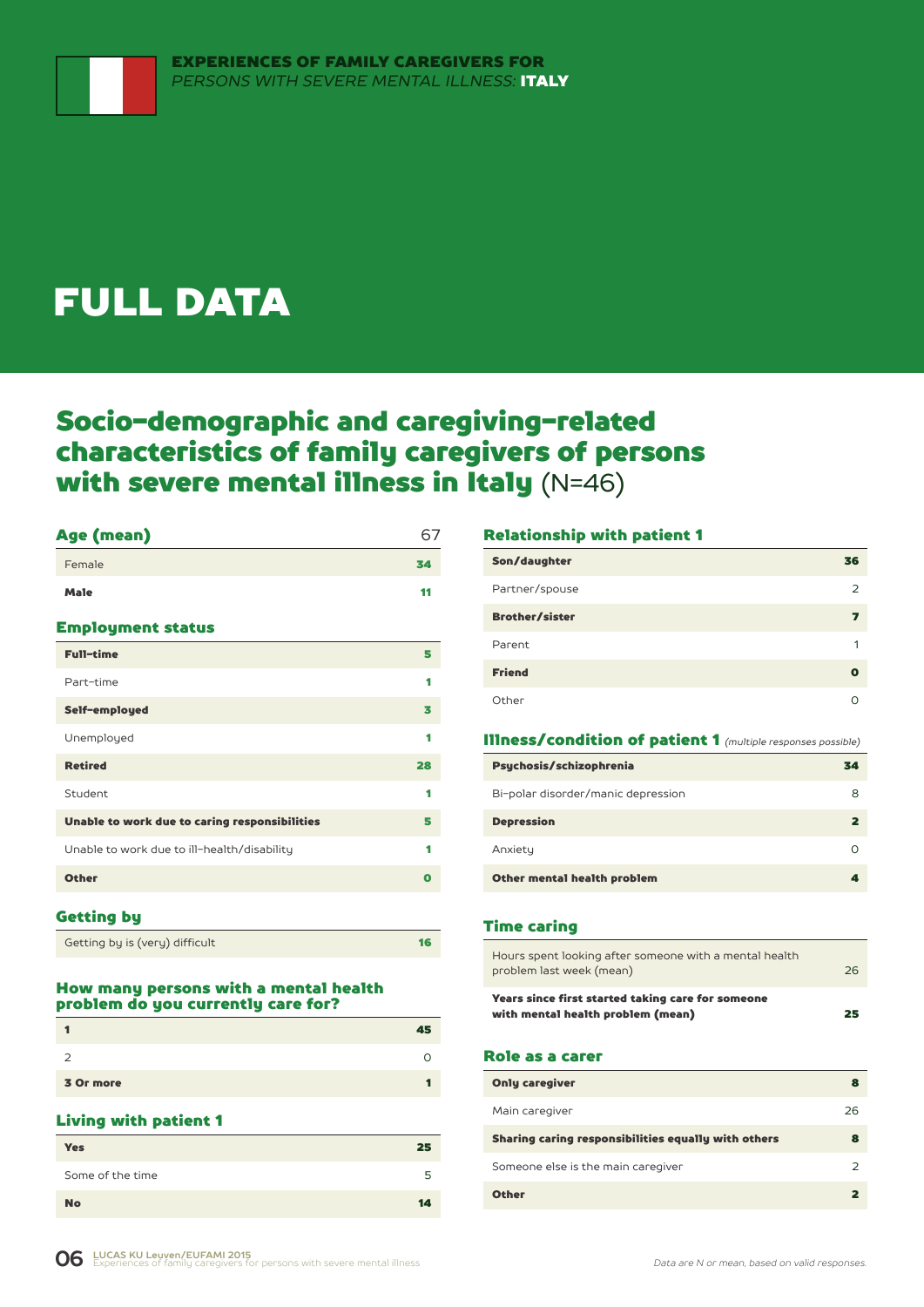# FULL DATA

## Socio-demographic and caregiving-related characteristics of family caregivers of persons with severe mental illness in Italy (N=46)

| Age (mean) | 67 |
|---|---|
| Female | 34 |
| Male | 11 |

### Employment status

| | |
|---|---|
| Full-time | 5 |
| Part-time | 1 |
| Self-employed | 3 |
| Unemployed | 1 |
| Retired | 28 |
| Student | 1 |
| Unable to work due to caring responsibilities | 5 |
| Unable to work due to ill-health/disability | 1 |
| Other | 0 |

### Getting by

| | |
|---|---|
| Getting by is (very) difficult | 16 |

### How many persons with a mental health problem do you currently care for?

| | |
|---|---|
| 1 | 45 |
| 2 | 0 |
| 3 Or more | 1 |

### Living with patient 1

| | |
|---|---|
| Yes | 25 |
| Some of the time | 5 |
| No | 14 |

### Relationship with patient 1

| | |
|---|---|
| Son/daughter | 36 |
| Partner/spouse | 2 |
| Brother/sister | 7 |
| Parent | 1 |
| Friend | 0 |
| Other | 0 |

### Illness/condition of patient 1 *(multiple responses possible)*

| | |
|---|---|
| Psychosis/schizophrenia | 34 |
| Bi-polar disorder/manic depression | 8 |
| Depression | 2 |
| Anxiety | 0 |
| Other mental health problem | 4 |

### Time caring

| | |
|---|---|
| Hours spent looking after someone with a mental health problem last week (mean) | 26 |
| Years since first started taking care for someone with mental health problem (mean) | 25 |

### Role as a carer

| | |
|---|---|
| Only caregiver | 8 |
| Main caregiver | 26 |
| Sharing caring responsibilities equally with others | 8 |
| Someone else is the main caregiver | 2 |
| Other | 2 |

*Data are N or mean, based on valid responses.*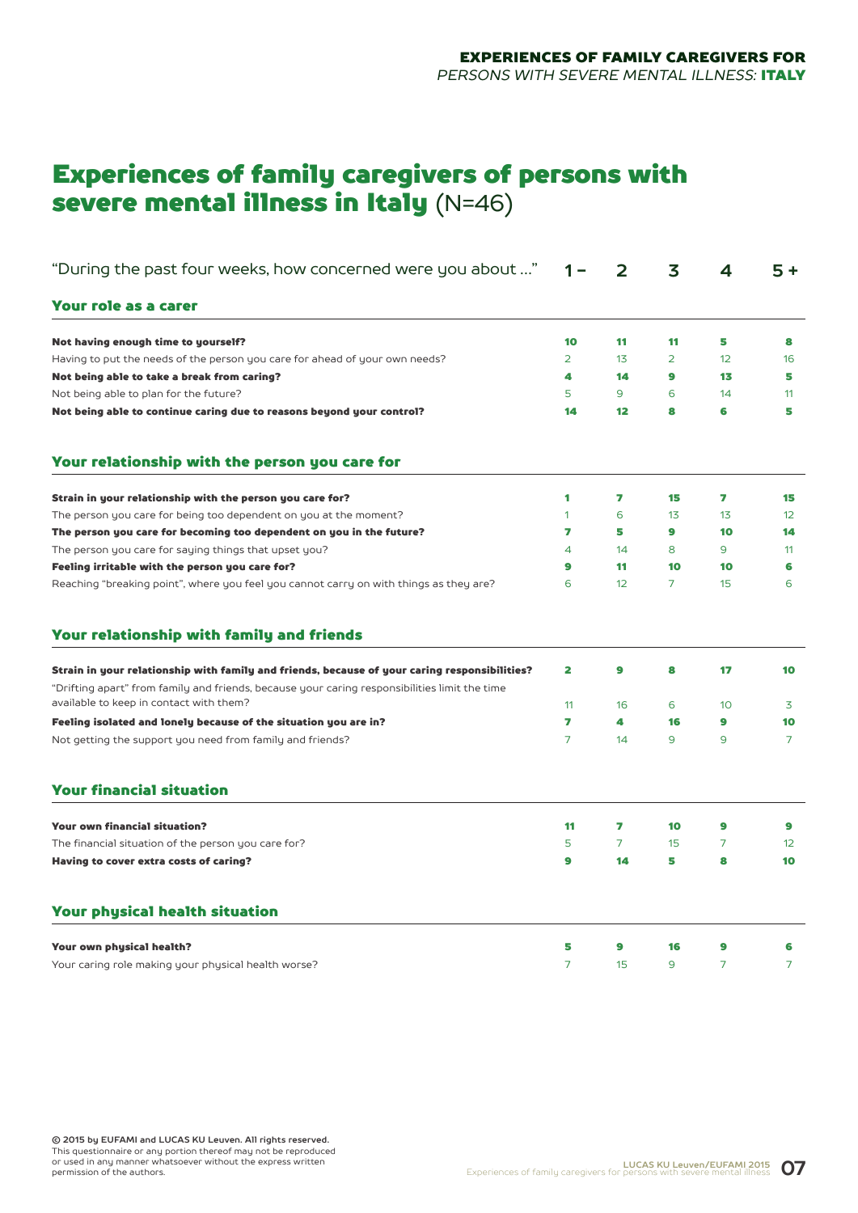# Experiences of family caregivers of persons with severe mental illness in Italy (N=46)

| "During the past four weeks, how concerned were you about ..." | 1 – | 2 | 3 | 4 | 5 + |
|---|---|---|---|---|---|
| **Your role as a carer** | | | | | |
| **Not having enough time to yourself?** | **10** | **11** | **11** | **5** | **8** |
| Having to put the needs of the person you care for ahead of your own needs? | 2 | 13 | 2 | 12 | 16 |
| **Not being able to take a break from caring?** | **4** | **14** | **9** | **13** | **5** |
| Not being able to plan for the future? | 5 | 9 | 6 | 14 | 11 |
| **Not being able to continue caring due to reasons beyond your control?** | **14** | **12** | **8** | **6** | **5** |
| **Your relationship with the person you care for** | | | | | |
| **Strain in your relationship with the person you care for?** | **1** | **7** | **15** | **7** | **15** |
| The person you care for being too dependent on you at the moment? | 1 | 6 | 13 | 13 | 12 |
| **The person you care for becoming too dependent on you in the future?** | **7** | **5** | **9** | **10** | **14** |
| The person you care for saying things that upset you? | 4 | 14 | 8 | 9 | 11 |
| **Feeling irritable with the person you care for?** | **9** | **11** | **10** | **10** | **6** |
| Reaching "breaking point", where you feel you cannot carry on with things as they are? | 6 | 12 | 7 | 15 | 6 |
| **Your relationship with family and friends** | | | | | |
| **Strain in your relationship with family and friends, because of your caring responsibilities?** | **2** | **9** | **8** | **17** | **10** |
| "Drifting apart" from family and friends, because your caring responsibilities limit the time available to keep in contact with them? | 11 | 16 | 6 | 10 | 3 |
| **Feeling isolated and lonely because of the situation you are in?** | **7** | **4** | **16** | **9** | **10** |
| Not getting the support you need from family and friends? | 7 | 14 | 9 | 9 | 7 |
| **Your financial situation** | | | | | |
| **Your own financial situation?** | **11** | **7** | **10** | **9** | **9** |
| The financial situation of the person you care for? | 5 | 7 | 15 | 7 | 12 |
| **Having to cover extra costs of caring?** | **9** | **14** | **5** | **8** | **10** |
| **Your physical health situation** | | | | | |
| **Your own physical health?** | **5** | **9** | **16** | **9** | **6** |
| Your caring role making your physical health worse? | 7 | 15 | 9 | 7 | 7 |

**© 2015 by EUFAMI and LUCAS KU Leuven. All rights reserved.**
This questionnaire or any portion thereof may not be reproduced or used in any manner whatsoever without the express written permission of the authors.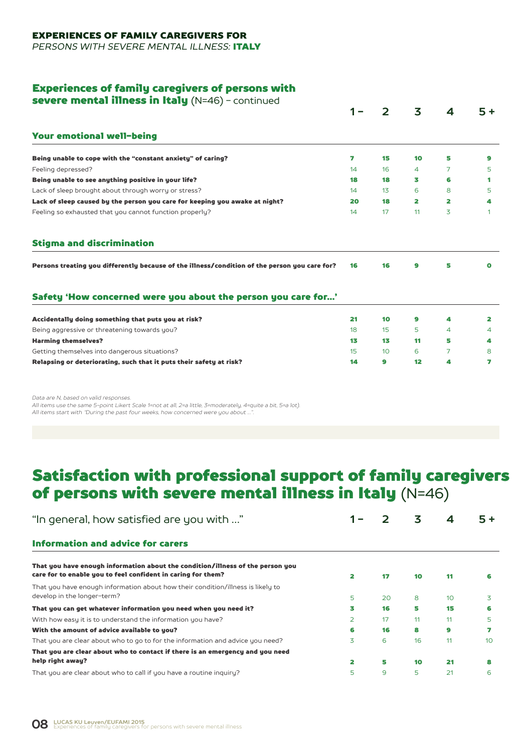**EXPERIENCES OF FAMILY CAREGIVERS FOR**
*PERSONS WITH SEVERE MENTAL ILLNESS:* **ITALY**

## Experiences of family caregivers of persons with severe mental illness in Italy (N=46) – continued

| | 1 – | 2 | 3 | 4 | 5 + |
|---|---|---|---|---|---|
| **Your emotional well-being** | | | | | |
| **Being unable to cope with the "constant anxiety" of caring?** | **7** | **15** | **10** | **5** | **9** |
| Feeling depressed? | 14 | 16 | 4 | 7 | 5 |
| **Being unable to see anything positive in your life?** | **18** | **18** | **3** | **6** | **1** |
| Lack of sleep brought about through worry or stress? | 14 | 13 | 6 | 8 | 5 |
| **Lack of sleep caused by the person you care for keeping you awake at night?** | **20** | **18** | **2** | **2** | **4** |
| Feeling so exhausted that you cannot function properly? | 14 | 17 | 11 | 3 | 1 |
| **Stigma and discrimination** | | | | | |
| **Persons treating you differently because of the illness/condition of the person you care for?** | **16** | **16** | **9** | **5** | **0** |
| **Safety 'How concerned were you about the person you care for...'** | | | | | |
| **Accidentally doing something that puts you at risk?** | **21** | **10** | **9** | **4** | **2** |
| Being aggressive or threatening towards you? | 18 | 15 | 5 | 4 | 4 |
| **Harming themselves?** | **13** | **13** | **11** | **5** | **4** |
| Getting themselves into dangerous situations? | 15 | 10 | 6 | 7 | 8 |
| **Relapsing or deteriorating, such that it puts their safety at risk?** | **14** | **9** | **12** | **4** | **7** |

*Data are N, based on valid responses.*
*All items use the same 5-point Likert Scale 1=not at all, 2=a little, 3=moderately, 4=quite a bit, 5=a lot).*
*All items start with "During the past four weeks, how concerned were you about ...".*

# Satisfaction with professional support of family caregivers of persons with severe mental illness in Italy (N=46)

| "In general, how satisfied are you with ..." | 1 – | 2 | 3 | 4 | 5 + |
|---|---|---|---|---|---|
| **Information and advice for carers** | | | | | |
| **That you have enough information about the condition/illness of the person you care for to enable you to feel confident in caring for them?** | **2** | **17** | **10** | **11** | **6** |
| That you have enough information about how their condition/illness is likely to develop in the longer-term? | 5 | 20 | 8 | 10 | 3 |
| **That you can get whatever information you need when you need it?** | **3** | **16** | **5** | **15** | **6** |
| With how easy it is to understand the information you have? | 2 | 17 | 11 | 11 | 5 |
| **With the amount of advice available to you?** | **6** | **16** | **8** | **9** | **7** |
| That you are clear about who to go to for the information and advice you need? | 3 | 6 | 16 | 11 | 10 |
| **That you are clear about who to contact if there is an emergency and you need help right away?** | **2** | **5** | **10** | **21** | **8** |
| That you are clear about who to call if you have a routine inquiry? | 5 | 9 | 5 | 21 | 6 |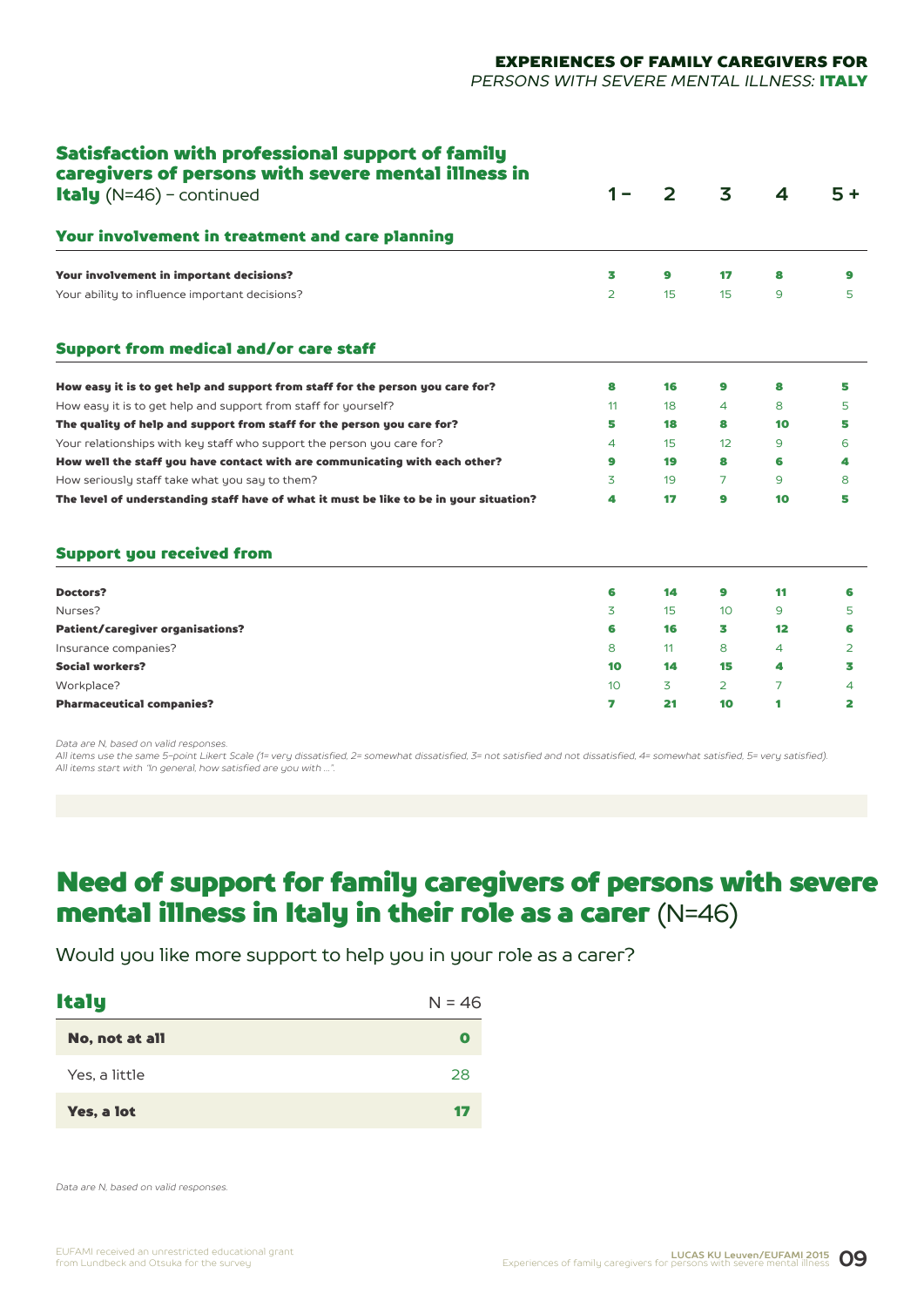## Satisfaction with professional support of family caregivers of persons with severe mental illness in Italy (N=46) – continued

| | 1 – | 2 | 3 | 4 | 5 + |
|---|---|---|---|---|---|
| **Your involvement in treatment and care planning** | | | | | |
| **Your involvement in important decisions?** | **3** | **9** | **17** | **8** | **9** |
| Your ability to influence important decisions? | 2 | 15 | 15 | 9 | 5 |
| **Support from medical and/or care staff** | | | | | |
| **How easy it is to get help and support from staff for the person you care for?** | **8** | **16** | **9** | **8** | **5** |
| How easy it is to get help and support from staff for yourself? | 11 | 18 | 4 | 8 | 5 |
| **The quality of help and support from staff for the person you care for?** | **5** | **18** | **8** | **10** | **5** |
| Your relationships with key staff who support the person you care for? | 4 | 15 | 12 | 9 | 6 |
| **How well the staff you have contact with are communicating with each other?** | **9** | **19** | **8** | **6** | **4** |
| How seriously staff take what you say to them? | 3 | 19 | 7 | 9 | 8 |
| **The level of understanding staff have of what it must be like to be in your situation?** | **4** | **17** | **9** | **10** | **5** |
| **Support you received from** | | | | | |
| **Doctors?** | **6** | **14** | **9** | **11** | **6** |
| Nurses? | 3 | 15 | 10 | 9 | 5 |
| **Patient/caregiver organisations?** | **6** | **16** | **3** | **12** | **6** |
| Insurance companies? | 8 | 11 | 8 | 4 | 2 |
| **Social workers?** | **10** | **14** | **15** | **4** | **3** |
| Workplace? | 10 | 3 | 2 | 7 | 4 |
| **Pharmaceutical companies?** | **7** | **21** | **10** | **1** | **2** |

*Data are N, based on valid responses.*
*All items use the same 5-point Likert Scale (1= very dissatisfied, 2= somewhat dissatisfied, 3= not satisfied and not dissatisfied, 4= somewhat satisfied, 5= very satisfied).*
*All items start with "In general, how satisfied are you with ...".*

# Need of support for family caregivers of persons with severe mental illness in Italy in their role as a carer (N=46)

Would you like more support to help you in your role as a carer?

| Italy | N = 46 |
|---|---|
| **No, not at all** | **0** |
| Yes, a little | 28 |
| **Yes, a lot** | **17** |

*Data are N, based on valid responses.*

EUFAMI received an unrestricted educational grant from Lundbeck and Otsuka for the survey